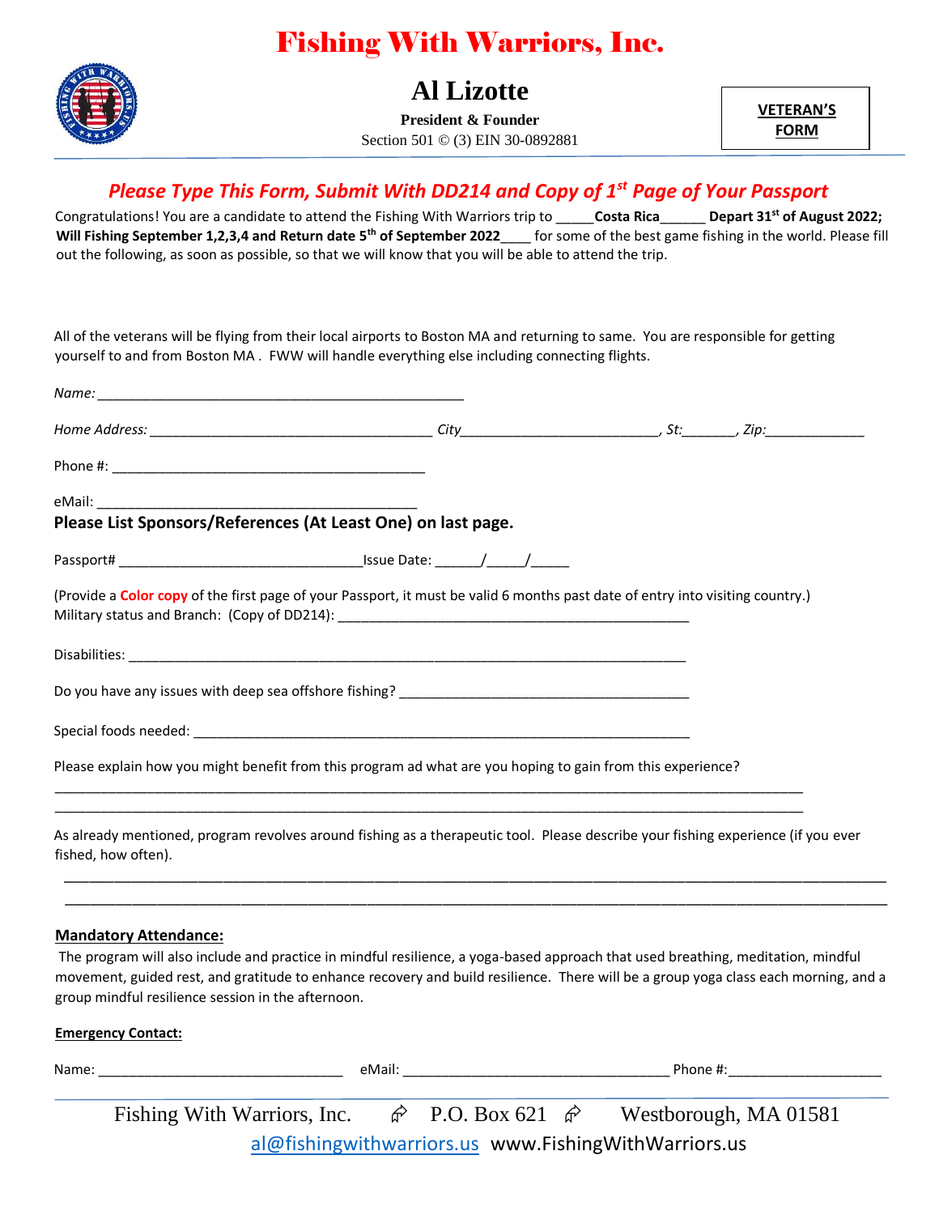# Fishing With Warriors, Inc.

## Al Lizotte

**President & Founder**

Section 501 © (3) EIN 30-0892881

**VETERAN'S FORM**

### *Please Type This Form, Submit With DD214 and Copy of 1st Page of Your Passport*

Congratulations! You are a candidate to attend the Fishing With Warriors trip to _____**Costa Rica**______ **Depart 31st of August 2022; Will Fishing September 1,2,3,4 and Return date 5th of September 2022**____ for some of the best game fishing in the world. Please fill out the following, as soon as possible, so that we will know that you will be able to attend the trip.

All of the veterans will be flying from their local airports to Boston MA and returning to same. You are responsible for getting yourself to and from Boston MA . FWW will handle everything else including connecting flights.

*Name:* __________________________________________________

*Home Address:* ______________________________________ *City*__________________________, *St:*_______, *Zip:*_____________

Phone #: __________________________________________

eMail: ___________________________________________

**Please List Sponsors/References (At Least One) on last page.**

Passport# _________________________________Issue Date: ______/_____/_____

(Provide a **Color copy** of the first page of your Passport, it must be valid 6 months past date of entry into visiting country.)

Military status and Branch: (Copy of DD214): ________________________________________________

Disabilities: ___________________________________________________________________________

Do you have any issues with deep sea offshore fishing? _______________________________________

Special foods needed: __________________________________________________________________

Please explain how you might benefit from this program ad what are you hoping to gain from this experience?

____________________________________________________________________________________________________

____________________________________________________________________________________________________

As already mentioned, program revolves around fishing as a therapeutic tool. Please describe your fishing experience (if you ever fished, how often).

____________________________________________________________________________________________________

____________________________________________________________________________________________________

**Mandatory Attendance:**

The program will also include and practice in mindful resilience, a yoga-based approach that used breathing, meditation, mindful movement, guided rest, and gratitude to enhance recovery and build resilience. There will be a group yoga class each morning, and a group mindful resilience session in the afternoon.

**Emergency Contact:**

Name: _________________________________ eMail: ___________________________________ Phone #:____________________

Fishing With Warriors, Inc. P.O. Box 621 Westborough, MA 01581

al@fishingwithwarriors.us www.FishingWithWarriors.us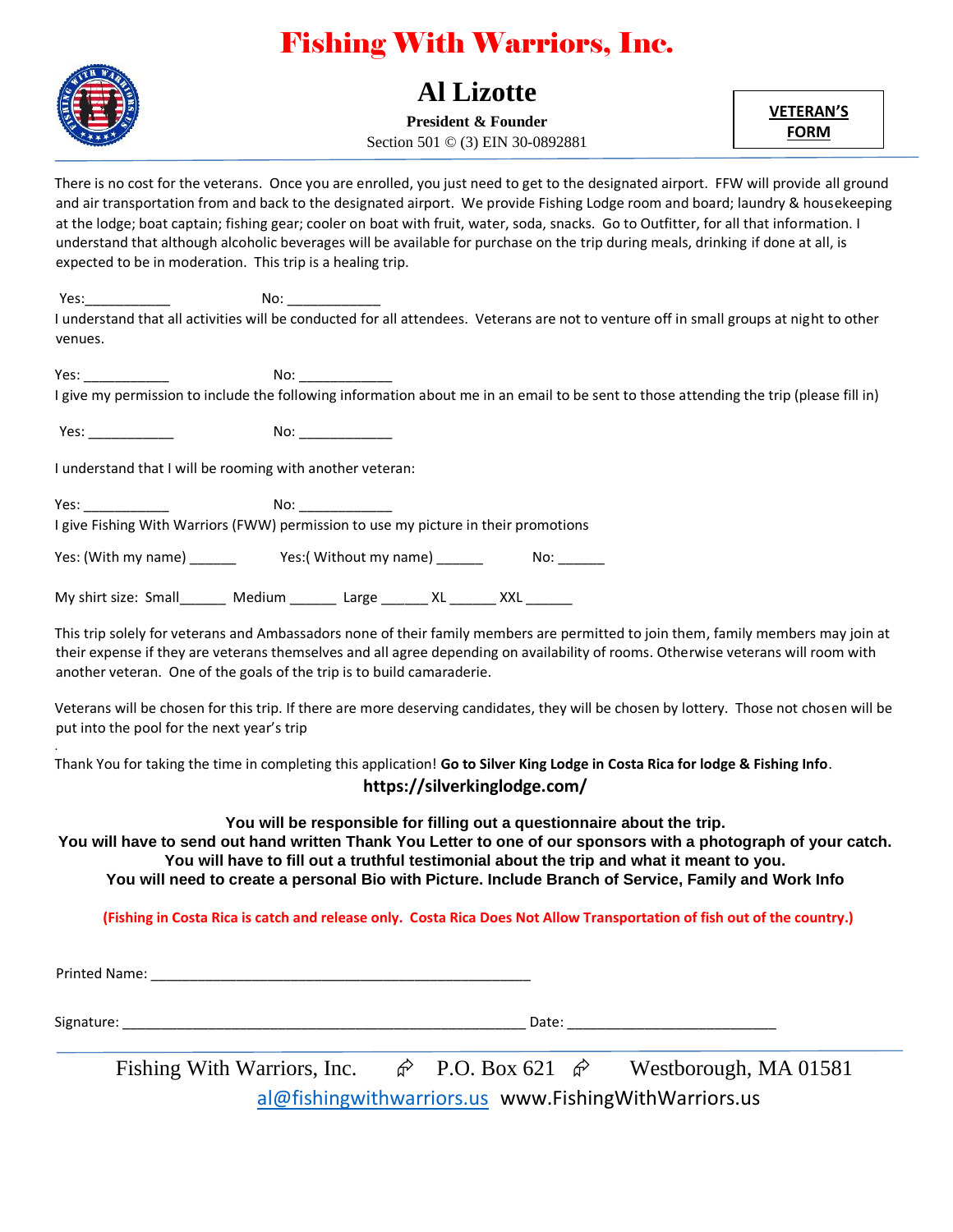# Fishing With Warriors, Inc.

## Al Lizotte

**President & Founder**

Section 501 © (3) EIN 30-0892881

**VETERAN'S FORM**

There is no cost for the veterans. Once you are enrolled, you just need to get to the designated airport. FFW will provide all ground and air transportation from and back to the designated airport. We provide Fishing Lodge room and board; laundry & housekeeping at the lodge; boat captain; fishing gear; cooler on boat with fruit, water, soda, snacks. Go to Outfitter, for all that information. I understand that although alcoholic beverages will be available for purchase on the trip during meals, drinking if done at all, is expected to be in moderation. This trip is a healing trip.

Yes:___________ No: ____________

I understand that all activities will be conducted for all attendees. Veterans are not to venture off in small groups at night to other venues.

Yes: ___________ No: ____________

I give my permission to include the following information about me in an email to be sent to those attending the trip (please fill in)

Yes: ___________ No: ____________

I understand that I will be rooming with another veteran:

Yes: ___________ No: ____________

I give Fishing With Warriors (FWW) permission to use my picture in their promotions

Yes: (With my name) ______ Yes:( Without my name) ______ No: ______

My shirt size: Small______ Medium ______ Large ______ XL ______ XXL ______

This trip solely for veterans and Ambassadors none of their family members are permitted to join them, family members may join at their expense if they are veterans themselves and all agree depending on availability of rooms. Otherwise veterans will room with another veteran. One of the goals of the trip is to build camaraderie.

Veterans will be chosen for this trip. If there are more deserving candidates, they will be chosen by lottery. Those not chosen will be put into the pool for the next year's trip

Thank You for taking the time in completing this application! **Go to Silver King Lodge in Costa Rica for lodge & Fishing Info**.

**https://silverkinglodge.com/**

**You will be responsible for filling out a questionnaire about the trip.**
**You will have to send out hand written Thank You Letter to one of our sponsors with a photograph of your catch.**
**You will have to fill out a truthful testimonial about the trip and what it meant to you.**
**You will need to create a personal Bio with Picture. Include Branch of Service, Family and Work Info**

**(Fishing in Costa Rica is catch and release only. Costa Rica Does Not Allow Transportation of fish out of the country.)**

Printed Name: _______________________________________________

Signature: ___________________________________________________ Date: __________________________

Fishing With Warriors, Inc. P.O. Box 621 Westborough, MA 01581

al@fishingwithwarriors.us www.FishingWithWarriors.us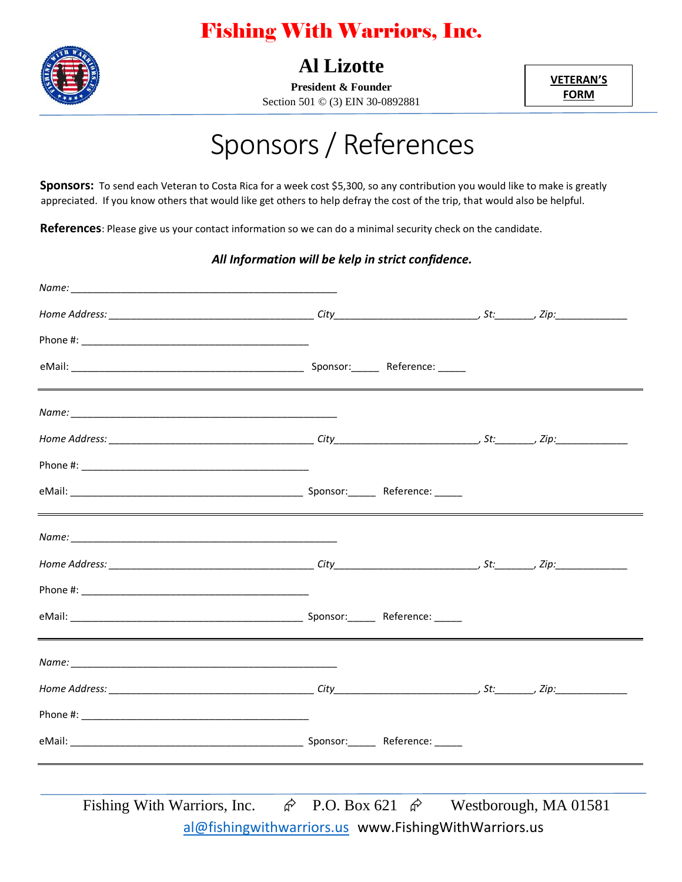# Fishing With Warriors, Inc.

## Al Lizotte

**President & Founder**

Section 501 © (3) EIN 30-0892881

**VETERAN'S FORM**

# Sponsors / References

**Sponsors:** To send each Veteran to Costa Rica for a week cost $5,300, so any contribution you would like to make is greatly appreciated. If you know others that would like get others to help defray the cost of the trip, that would also be helpful.

**References**: Please give us your contact information so we can do a minimal security check on the candidate.

***All Information will be kelp in strict confidence.***

*Name:* ___________________________________________________

*Home Address:* _______________________________________ *City*___________________________, *St:*_______, *Zip:*_____________

Phone #: ___________________________________________

eMail: ____________________________________________ Sponsor:_____ Reference: _____

---

*Name:* ___________________________________________________

*Home Address:* _______________________________________ *City*___________________________, *St:*_______, *Zip:*_____________

Phone #: ___________________________________________

eMail: ____________________________________________ Sponsor:_____ Reference: _____

---

*Name:* ___________________________________________________

*Home Address:* _______________________________________ *City*___________________________, *St:*_______, *Zip:*_____________

Phone #: ___________________________________________

eMail: ____________________________________________ Sponsor:_____ Reference: _____

---

*Name:* ___________________________________________________

*Home Address:* _______________________________________ *City*___________________________, *St:*_______, *Zip:*_____________

Phone #: ___________________________________________

eMail: ____________________________________________ Sponsor:_____ Reference: _____

---

Fishing With Warriors, Inc. P.O. Box 621 Westborough, MA 01581

al@fishingwithwarriors.us www.FishingWithWarriors.us